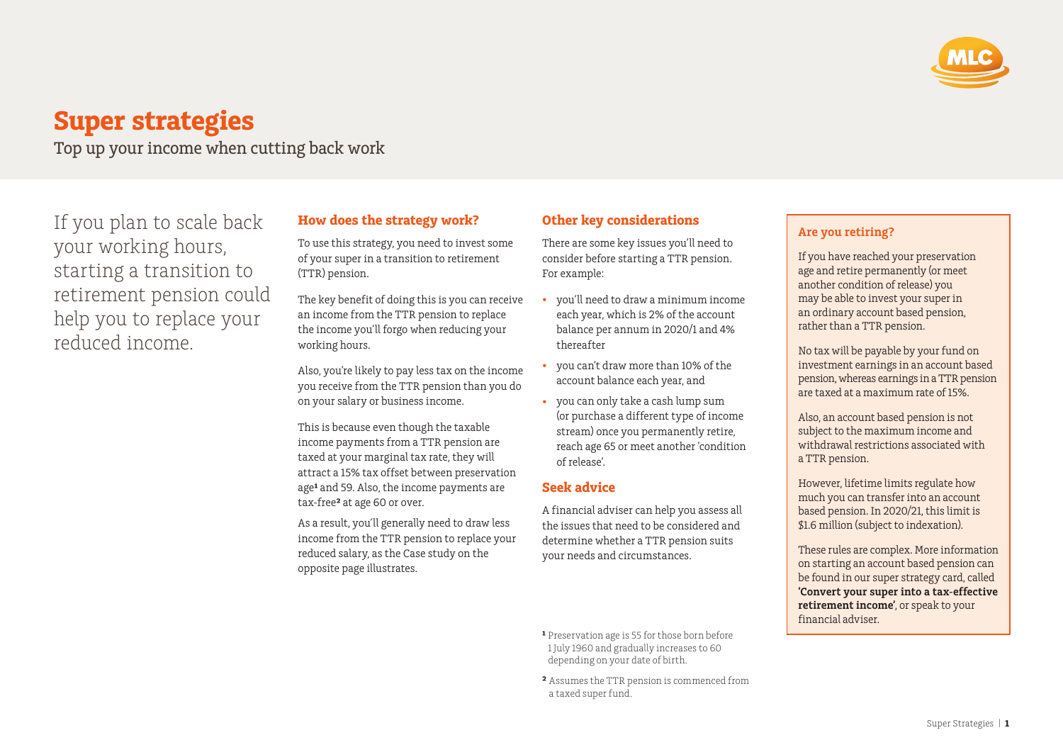# Super strategies

Top up your income when cutting back work

If you plan to scale back your working hours, starting a transition to retirement pension could help you to replace your reduced income.

## How does the strategy work?

To use this strategy, you need to invest some of your super in a transition to retirement (TTR) pension.

The key benefit of doing this is you can receive an income from the TTR pension to replace the income you'll forgo when reducing your working hours.

Also, you're likely to pay less tax on the income you receive from the TTR pension than you do on your salary or business income.

This is because even though the taxable income payments from a TTR pension are taxed at your marginal tax rate, they will attract a 15% tax offset between preservation age[1] and 59. Also, the income payments are tax-free[2] at age 60 or over.

As a result, you'll generally need to draw less income from the TTR pension to replace your reduced salary, as the Case study on the opposite page illustrates.

## Other key considerations

There are some key issues you'll need to consider before starting a TTR pension. For example:

- you'll need to draw a minimum income each year, which is 2% of the account balance per annum in 2020/1 and 4% thereafter
- you can't draw more than 10% of the account balance each year, and
- you can only take a cash lump sum (or purchase a different type of income stream) once you permanently retire, reach age 65 or meet another 'condition of release'.

## Seek advice

A financial adviser can help you assess all the issues that need to be considered and determine whether a TTR pension suits your needs and circumstances.

[1] Preservation age is 55 for those born before 1 July 1960 and gradually increases to 60 depending on your date of birth.

[2] Assumes the TTR pension is commenced from a taxed super fund.

## Are you retiring?

If you have reached your preservation age and retire permanently (or meet another condition of release) you may be able to invest your super in an ordinary account based pension, rather than a TTR pension.

No tax will be payable by your fund on investment earnings in an account based pension, whereas earnings in a TTR pension are taxed at a maximum rate of 15%.

Also, an account based pension is not subject to the maximum income and withdrawal restrictions associated with a TTR pension.

However, lifetime limits regulate how much you can transfer into an account based pension. In 2020/21, this limit is $1.6 million (subject to indexation).

These rules are complex. More information on starting an account based pension can be found in our super strategy card, called **'Convert your super into a tax-effective retirement income'**, or speak to your financial adviser.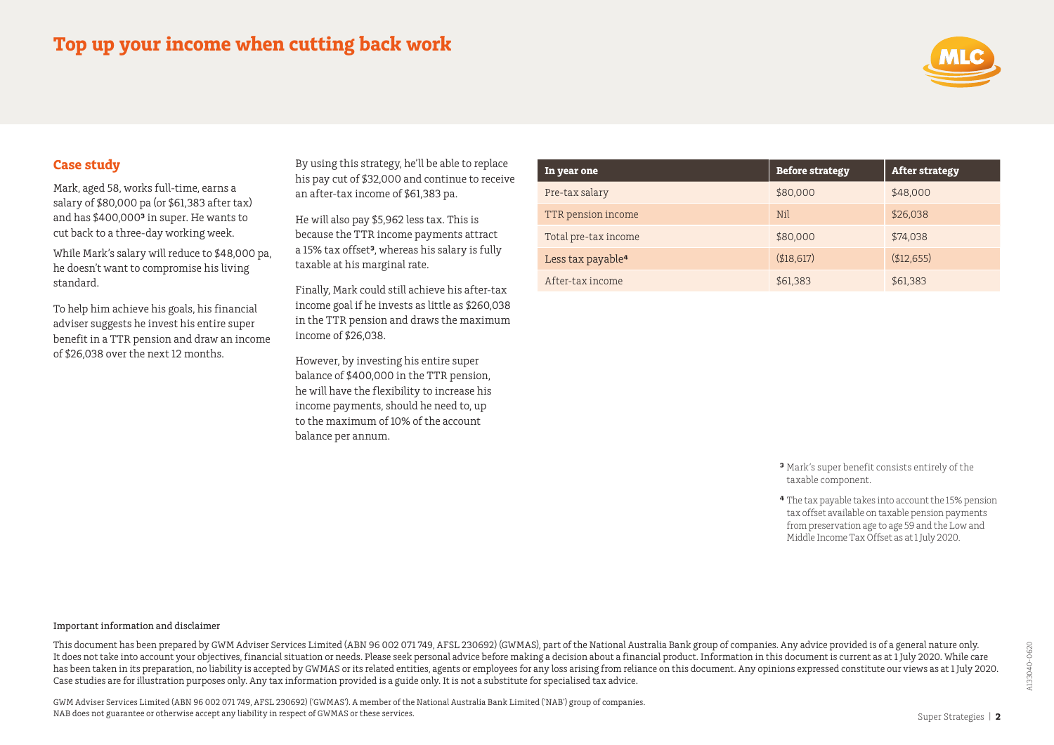# Top up your income when cutting back work

## Case study

Mark, aged 58, works full-time, earns a salary of $80,000 pa (or $61,383 after tax) and has $400,000[3] in super. He wants to cut back to a three-day working week.

While Mark's salary will reduce to $48,000 pa, he doesn't want to compromise his living standard.

To help him achieve his goals, his financial adviser suggests he invest his entire super benefit in a TTR pension and draw an income of $26,038 over the next 12 months.

By using this strategy, he'll be able to replace his pay cut of $32,000 and continue to receive an after-tax income of $61,383 pa.

He will also pay $5,962 less tax. This is because the TTR income payments attract a 15% tax offset[3], whereas his salary is fully taxable at his marginal rate.

Finally, Mark could still achieve his after-tax income goal if he invests as little as $260,038 in the TTR pension and draws the maximum income of $26,038.

However, by investing his entire super balance of $400,000 in the TTR pension, he will have the flexibility to increase his income payments, should he need to, up to the maximum of 10% of the account balance per annum.

| In year one | Before strategy | After strategy |
|---|---|---|
| Pre-tax salary | $80,000 | $48,000 |
| TTR pension income | Nil | $26,038 |
| Total pre-tax income | $80,000 | $74,038 |
| Less tax payable[4] | ($18,617) | ($12,655) |
| After-tax income | $61,383 | $61,383 |

[3] Mark's super benefit consists entirely of the taxable component.

[4] The tax payable takes into account the 15% pension tax offset available on taxable pension payments from preservation age to age 59 and the Low and Middle Income Tax Offset as at 1 July 2020.

**Important information and disclaimer**

This document has been prepared by GWM Adviser Services Limited (ABN 96 002 071 749, AFSL 230692) (GWMAS), part of the National Australia Bank group of companies. Any advice provided is of a general nature only. It does not take into account your objectives, financial situation or needs. Please seek personal advice before making a decision about a financial product. Information in this document is current as at 1 July 2020. While care has been taken in its preparation, no liability is accepted by GWMAS or its related entities, agents or employees for any loss arising from reliance on this document. Any opinions expressed constitute our views as at 1 July 2020. Case studies are for illustration purposes only. Any tax information provided is a guide only. It is not a substitute for specialised tax advice.

GWM Adviser Services Limited (ABN 96 002 071 749, AFSL 230692) ('GWMAS'). A member of the National Australia Bank Limited ('NAB') group of companies. NAB does not guarantee or otherwise accept any liability in respect of GWMAS or these services.

A133040-0620